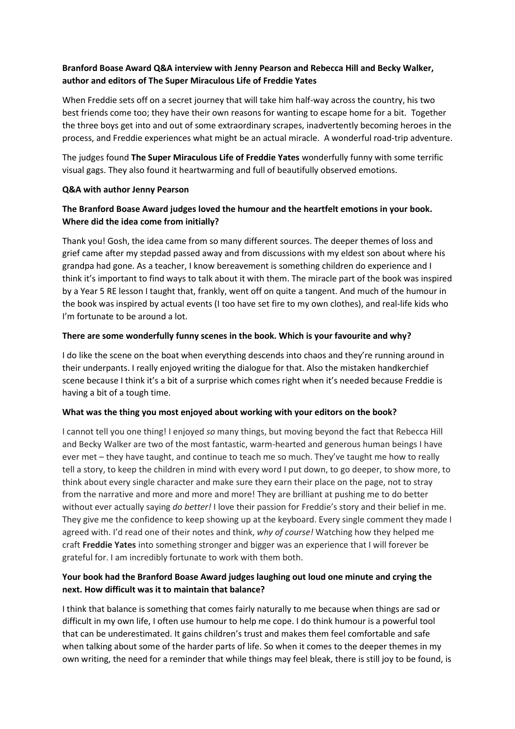**Branford Boase Award Q&A interview with Jenny Pearson and Rebecca Hill and Becky Walker, author and editors of The Super Miraculous Life of Freddie Yates**

When Freddie sets off on a secret journey that will take him half-way across the country, his two best friends come too; they have their own reasons for wanting to escape home for a bit. Together the three boys get into and out of some extraordinary scrapes, inadvertently becoming heroes in the process, and Freddie experiences what might be an actual miracle. A wonderful road-trip adventure.

The judges found **The Super Miraculous Life of Freddie Yates** wonderfully funny with some terrific visual gags. They also found it heartwarming and full of beautifully observed emotions.

**Q&A with author Jenny Pearson**

**The Branford Boase Award judges loved the humour and the heartfelt emotions in your book. Where did the idea come from initially?**

Thank you! Gosh, the idea came from so many different sources. The deeper themes of loss and grief came after my stepdad passed away and from discussions with my eldest son about where his grandpa had gone. As a teacher, I know bereavement is something children do experience and I think it's important to find ways to talk about it with them. The miracle part of the book was inspired by a Year 5 RE lesson I taught that, frankly, went off on quite a tangent. And much of the humour in the book was inspired by actual events (I too have set fire to my own clothes), and real-life kids who I'm fortunate to be around a lot.

**There are some wonderfully funny scenes in the book. Which is your favourite and why?**

I do like the scene on the boat when everything descends into chaos and they're running around in their underpants. I really enjoyed writing the dialogue for that. Also the mistaken handkerchief scene because I think it's a bit of a surprise which comes right when it's needed because Freddie is having a bit of a tough time.

**What was the thing you most enjoyed about working with your editors on the book?**

I cannot tell you one thing! I enjoyed *so* many things, but moving beyond the fact that Rebecca Hill and Becky Walker are two of the most fantastic, warm-hearted and generous human beings I have ever met – they have taught, and continue to teach me so much. They've taught me how to really tell a story, to keep the children in mind with every word I put down, to go deeper, to show more, to think about every single character and make sure they earn their place on the page, not to stray from the narrative and more and more and more! They are brilliant at pushing me to do better without ever actually saying *do better!* I love their passion for Freddie's story and their belief in me. They give me the confidence to keep showing up at the keyboard. Every single comment they made I agreed with. I'd read one of their notes and think, *why of course!* Watching how they helped me craft **Freddie Yates** into something stronger and bigger was an experience that I will forever be grateful for. I am incredibly fortunate to work with them both.

**Your book had the Branford Boase Award judges laughing out loud one minute and crying the next. How difficult was it to maintain that balance?**

I think that balance is something that comes fairly naturally to me because when things are sad or difficult in my own life, I often use humour to help me cope. I do think humour is a powerful tool that can be underestimated. It gains children's trust and makes them feel comfortable and safe when talking about some of the harder parts of life. So when it comes to the deeper themes in my own writing, the need for a reminder that while things may feel bleak, there is still joy to be found, is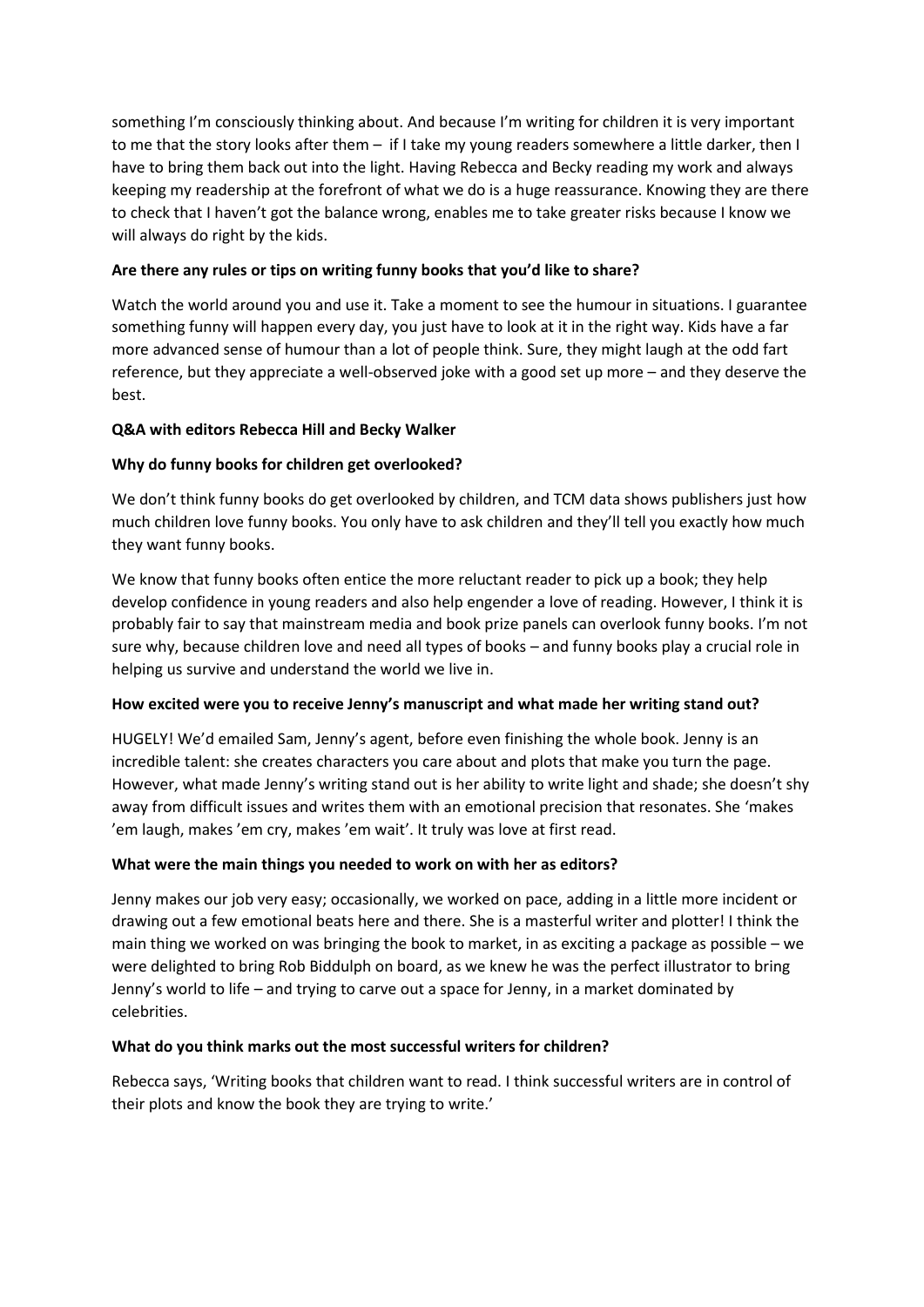something I'm consciously thinking about. And because I'm writing for children it is very important to me that the story looks after them – if I take my young readers somewhere a little darker, then I have to bring them back out into the light. Having Rebecca and Becky reading my work and always keeping my readership at the forefront of what we do is a huge reassurance. Knowing they are there to check that I haven't got the balance wrong, enables me to take greater risks because I know we will always do right by the kids.

**Are there any rules or tips on writing funny books that you'd like to share?**

Watch the world around you and use it. Take a moment to see the humour in situations. I guarantee something funny will happen every day, you just have to look at it in the right way. Kids have a far more advanced sense of humour than a lot of people think. Sure, they might laugh at the odd fart reference, but they appreciate a well-observed joke with a good set up more – and they deserve the best.

**Q&A with editors Rebecca Hill and Becky Walker**

**Why do funny books for children get overlooked?**

We don't think funny books do get overlooked by children, and TCM data shows publishers just how much children love funny books. You only have to ask children and they'll tell you exactly how much they want funny books.

We know that funny books often entice the more reluctant reader to pick up a book; they help develop confidence in young readers and also help engender a love of reading. However, I think it is probably fair to say that mainstream media and book prize panels can overlook funny books. I'm not sure why, because children love and need all types of books – and funny books play a crucial role in helping us survive and understand the world we live in.

**How excited were you to receive Jenny's manuscript and what made her writing stand out?**

HUGELY! We'd emailed Sam, Jenny's agent, before even finishing the whole book. Jenny is an incredible talent: she creates characters you care about and plots that make you turn the page. However, what made Jenny's writing stand out is her ability to write light and shade; she doesn't shy away from difficult issues and writes them with an emotional precision that resonates. She 'makes 'em laugh, makes 'em cry, makes 'em wait'. It truly was love at first read.

**What were the main things you needed to work on with her as editors?**

Jenny makes our job very easy; occasionally, we worked on pace, adding in a little more incident or drawing out a few emotional beats here and there. She is a masterful writer and plotter! I think the main thing we worked on was bringing the book to market, in as exciting a package as possible – we were delighted to bring Rob Biddulph on board, as we knew he was the perfect illustrator to bring Jenny's world to life – and trying to carve out a space for Jenny, in a market dominated by celebrities.

**What do you think marks out the most successful writers for children?**

Rebecca says, 'Writing books that children want to read. I think successful writers are in control of their plots and know the book they are trying to write.'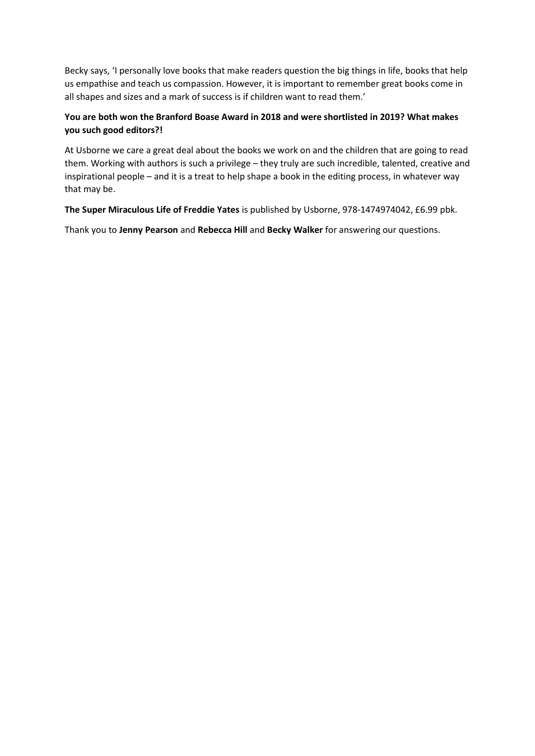Becky says, 'I personally love books that make readers question the big things in life, books that help us empathise and teach us compassion. However, it is important to remember great books come in all shapes and sizes and a mark of success is if children want to read them.'

**You are both won the Branford Boase Award in 2018 and were shortlisted in 2019? What makes you such good editors?!**

At Usborne we care a great deal about the books we work on and the children that are going to read them. Working with authors is such a privilege – they truly are such incredible, talented, creative and inspirational people – and it is a treat to help shape a book in the editing process, in whatever way that may be.

**The Super Miraculous Life of Freddie Yates** is published by Usborne, 978-1474974042, £6.99 pbk.

Thank you to **Jenny Pearson** and **Rebecca Hill** and **Becky Walker** for answering our questions.